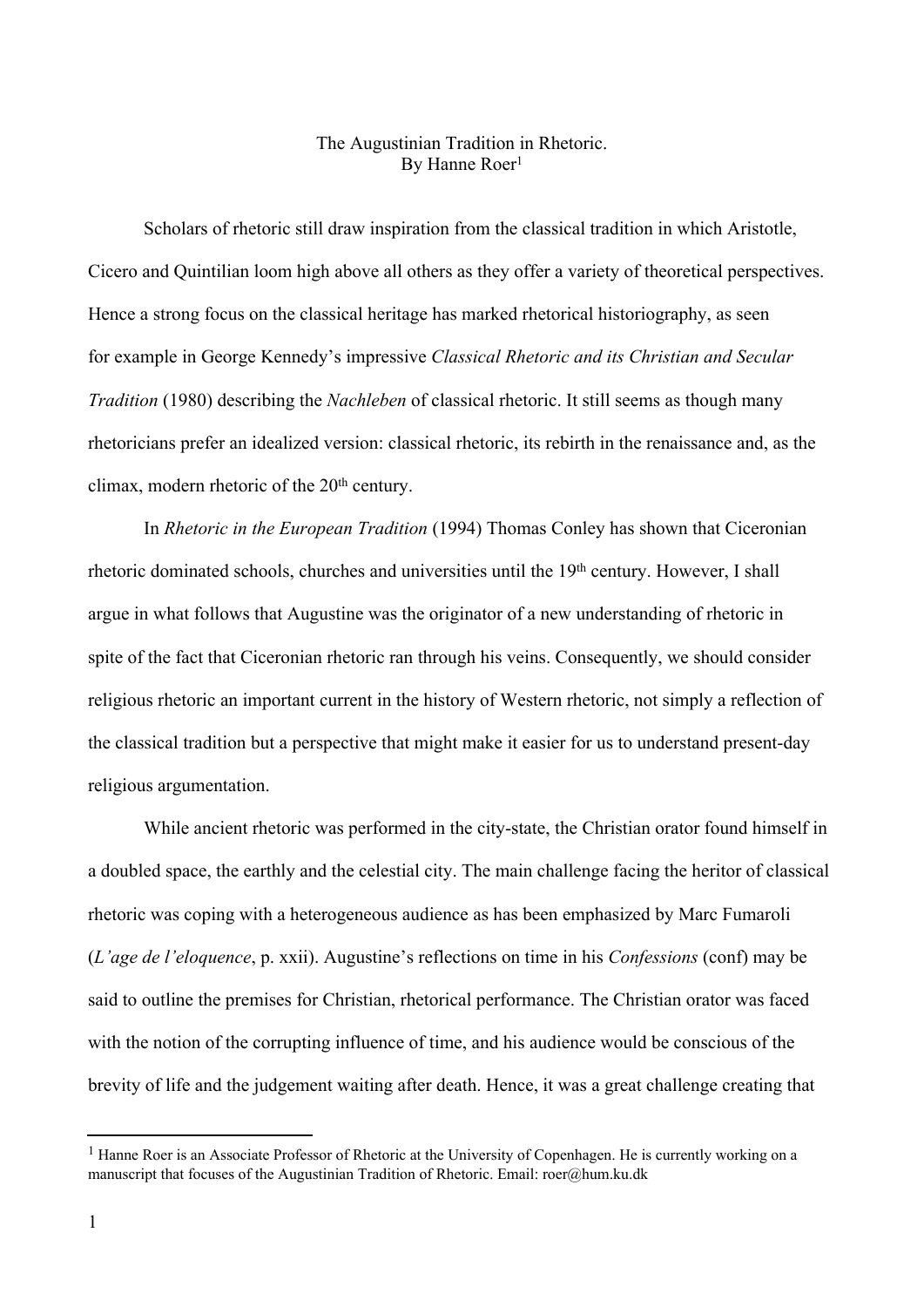# The Augustinian Tradition in Rhetoric.

By Hanne Roer[1]

Scholars of rhetoric still draw inspiration from the classical tradition in which Aristotle, Cicero and Quintilian loom high above all others as they offer a variety of theoretical perspectives. Hence a strong focus on the classical heritage has marked rhetorical historiography, as seen for example in George Kennedy's impressive *Classical Rhetoric and its Christian and Secular Tradition* (1980) describing the *Nachleben* of classical rhetoric. It still seems as though many rhetoricians prefer an idealized version: classical rhetoric, its rebirth in the renaissance and, as the climax, modern rhetoric of the 20th century.

In *Rhetoric in the European Tradition* (1994) Thomas Conley has shown that Ciceronian rhetoric dominated schools, churches and universities until the 19th century. However, I shall argue in what follows that Augustine was the originator of a new understanding of rhetoric in spite of the fact that Ciceronian rhetoric ran through his veins. Consequently, we should consider religious rhetoric an important current in the history of Western rhetoric, not simply a reflection of the classical tradition but a perspective that might make it easier for us to understand present-day religious argumentation.

While ancient rhetoric was performed in the city-state, the Christian orator found himself in a doubled space, the earthly and the celestial city. The main challenge facing the heritor of classical rhetoric was coping with a heterogeneous audience as has been emphasized by Marc Fumaroli (*L'age de l'eloquence*, p. xxii). Augustine's reflections on time in his *Confessions* (conf) may be said to outline the premises for Christian, rhetorical performance. The Christian orator was faced with the notion of the corrupting influence of time, and his audience would be conscious of the brevity of life and the judgement waiting after death. Hence, it was a great challenge creating that

[1] Hanne Roer is an Associate Professor of Rhetoric at the University of Copenhagen. He is currently working on a manuscript that focuses of the Augustinian Tradition of Rhetoric. Email: roer@hum.ku.dk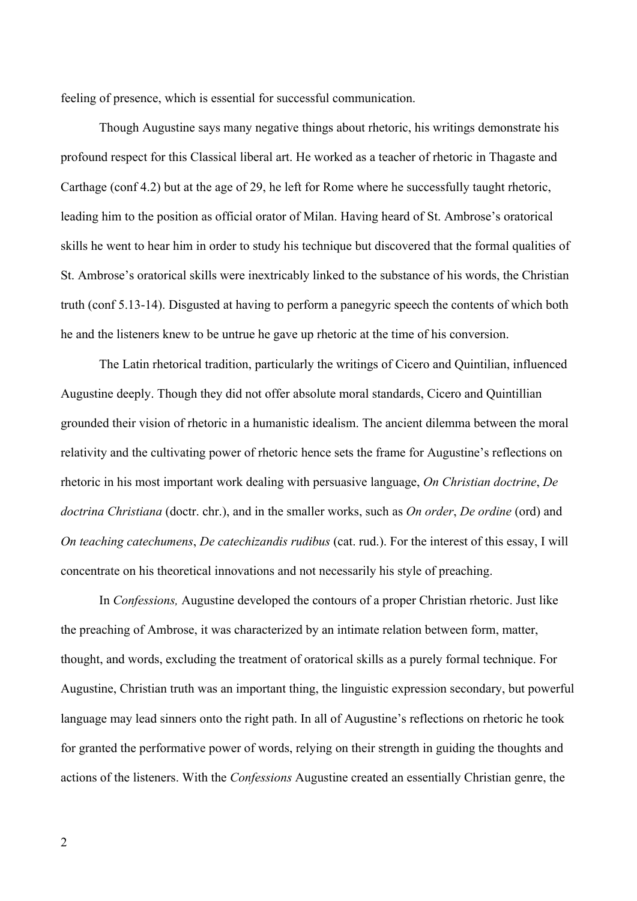feeling of presence, which is essential for successful communication.

Though Augustine says many negative things about rhetoric, his writings demonstrate his profound respect for this Classical liberal art. He worked as a teacher of rhetoric in Thagaste and Carthage (conf 4.2) but at the age of 29, he left for Rome where he successfully taught rhetoric, leading him to the position as official orator of Milan. Having heard of St. Ambrose's oratorical skills he went to hear him in order to study his technique but discovered that the formal qualities of St. Ambrose's oratorical skills were inextricably linked to the substance of his words, the Christian truth (conf 5.13-14). Disgusted at having to perform a panegyric speech the contents of which both he and the listeners knew to be untrue he gave up rhetoric at the time of his conversion.

The Latin rhetorical tradition, particularly the writings of Cicero and Quintilian, influenced Augustine deeply. Though they did not offer absolute moral standards, Cicero and Quintillian grounded their vision of rhetoric in a humanistic idealism. The ancient dilemma between the moral relativity and the cultivating power of rhetoric hence sets the frame for Augustine's reflections on rhetoric in his most important work dealing with persuasive language, *On Christian doctrine*, *De doctrina Christiana* (doctr. chr.), and in the smaller works, such as *On order*, *De ordine* (ord) and *On teaching catechumens*, *De catechizandis rudibus* (cat. rud.). For the interest of this essay, I will concentrate on his theoretical innovations and not necessarily his style of preaching.

In *Confessions,* Augustine developed the contours of a proper Christian rhetoric. Just like the preaching of Ambrose, it was characterized by an intimate relation between form, matter, thought, and words, excluding the treatment of oratorical skills as a purely formal technique. For Augustine, Christian truth was an important thing, the linguistic expression secondary, but powerful language may lead sinners onto the right path. In all of Augustine's reflections on rhetoric he took for granted the performative power of words, relying on their strength in guiding the thoughts and actions of the listeners. With the *Confessions* Augustine created an essentially Christian genre, the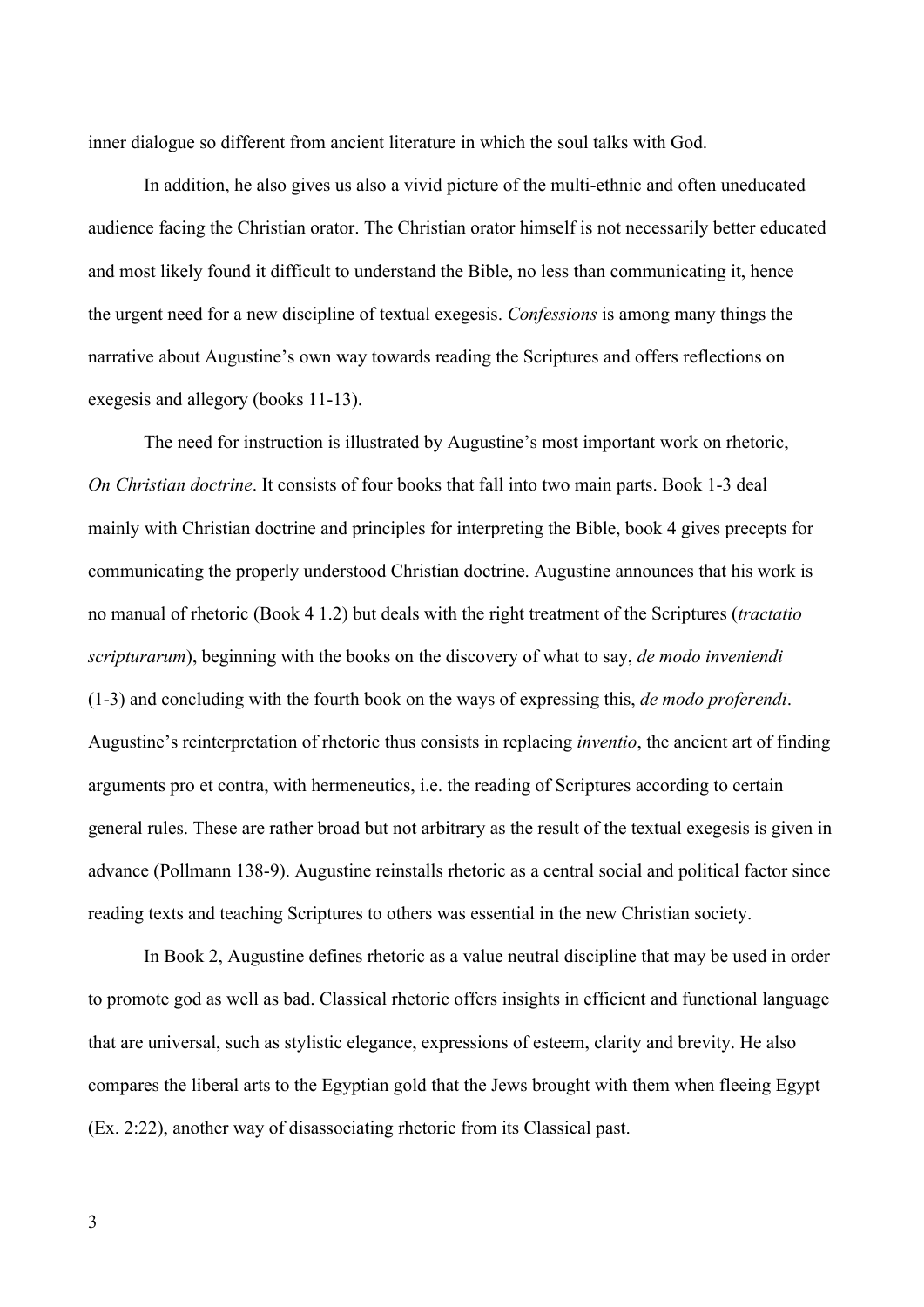inner dialogue so different from ancient literature in which the soul talks with God.

In addition, he also gives us also a vivid picture of the multi-ethnic and often uneducated audience facing the Christian orator. The Christian orator himself is not necessarily better educated and most likely found it difficult to understand the Bible, no less than communicating it, hence the urgent need for a new discipline of textual exegesis. *Confessions* is among many things the narrative about Augustine's own way towards reading the Scriptures and offers reflections on exegesis and allegory (books 11-13).

The need for instruction is illustrated by Augustine's most important work on rhetoric, *On Christian doctrine*. It consists of four books that fall into two main parts. Book 1-3 deal mainly with Christian doctrine and principles for interpreting the Bible, book 4 gives precepts for communicating the properly understood Christian doctrine. Augustine announces that his work is no manual of rhetoric (Book 4 1.2) but deals with the right treatment of the Scriptures (*tractatio scripturarum*), beginning with the books on the discovery of what to say, *de modo inveniendi* (1-3) and concluding with the fourth book on the ways of expressing this, *de modo proferendi*. Augustine's reinterpretation of rhetoric thus consists in replacing *inventio*, the ancient art of finding arguments pro et contra, with hermeneutics, i.e. the reading of Scriptures according to certain general rules. These are rather broad but not arbitrary as the result of the textual exegesis is given in advance (Pollmann 138-9). Augustine reinstalls rhetoric as a central social and political factor since reading texts and teaching Scriptures to others was essential in the new Christian society.

In Book 2, Augustine defines rhetoric as a value neutral discipline that may be used in order to promote god as well as bad. Classical rhetoric offers insights in efficient and functional language that are universal, such as stylistic elegance, expressions of esteem, clarity and brevity. He also compares the liberal arts to the Egyptian gold that the Jews brought with them when fleeing Egypt (Ex. 2:22), another way of disassociating rhetoric from its Classical past.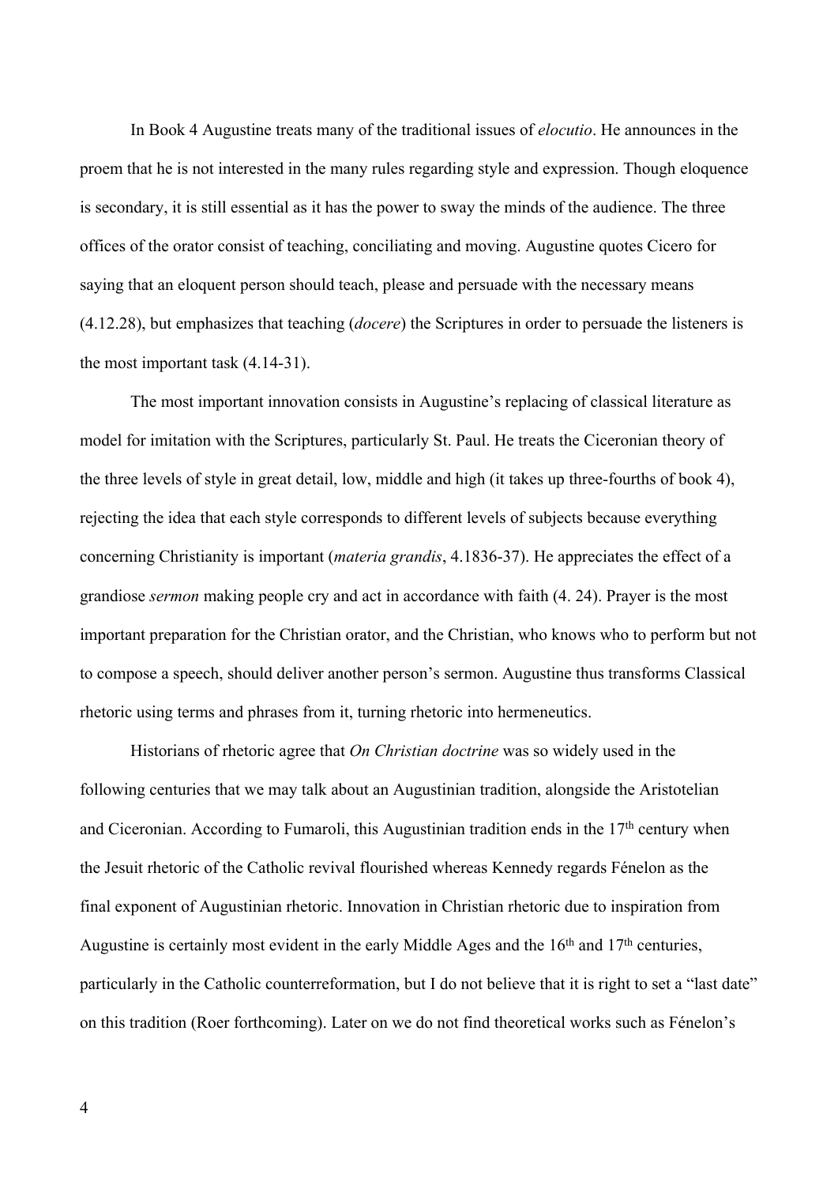In Book 4 Augustine treats many of the traditional issues of *elocutio*. He announces in the proem that he is not interested in the many rules regarding style and expression. Though eloquence is secondary, it is still essential as it has the power to sway the minds of the audience. The three offices of the orator consist of teaching, conciliating and moving. Augustine quotes Cicero for saying that an eloquent person should teach, please and persuade with the necessary means (4.12.28), but emphasizes that teaching (*docere*) the Scriptures in order to persuade the listeners is the most important task (4.14-31).

The most important innovation consists in Augustine's replacing of classical literature as model for imitation with the Scriptures, particularly St. Paul. He treats the Ciceronian theory of the three levels of style in great detail, low, middle and high (it takes up three-fourths of book 4), rejecting the idea that each style corresponds to different levels of subjects because everything concerning Christianity is important (*materia grandis*, 4.1836-37). He appreciates the effect of a grandiose *sermon* making people cry and act in accordance with faith (4. 24). Prayer is the most important preparation for the Christian orator, and the Christian, who knows who to perform but not to compose a speech, should deliver another person's sermon. Augustine thus transforms Classical rhetoric using terms and phrases from it, turning rhetoric into hermeneutics.

Historians of rhetoric agree that *On Christian doctrine* was so widely used in the following centuries that we may talk about an Augustinian tradition, alongside the Aristotelian and Ciceronian. According to Fumaroli, this Augustinian tradition ends in the 17th century when the Jesuit rhetoric of the Catholic revival flourished whereas Kennedy regards Fénelon as the final exponent of Augustinian rhetoric. Innovation in Christian rhetoric due to inspiration from Augustine is certainly most evident in the early Middle Ages and the 16th and 17th centuries, particularly in the Catholic counterreformation, but I do not believe that it is right to set a "last date" on this tradition (Roer forthcoming). Later on we do not find theoretical works such as Fénelon's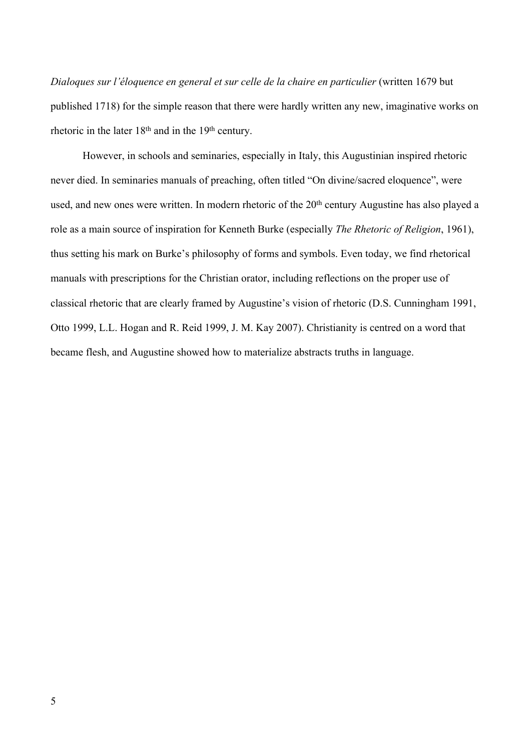*Dialoques sur l'éloquence en general et sur celle de la chaire en particulier* (written 1679 but published 1718) for the simple reason that there were hardly written any new, imaginative works on rhetoric in the later 18th and in the 19th century.

However, in schools and seminaries, especially in Italy, this Augustinian inspired rhetoric never died. In seminaries manuals of preaching, often titled "On divine/sacred eloquence", were used, and new ones were written. In modern rhetoric of the 20th century Augustine has also played a role as a main source of inspiration for Kenneth Burke (especially *The Rhetoric of Religion*, 1961), thus setting his mark on Burke's philosophy of forms and symbols. Even today, we find rhetorical manuals with prescriptions for the Christian orator, including reflections on the proper use of classical rhetoric that are clearly framed by Augustine's vision of rhetoric (D.S. Cunningham 1991, Otto 1999, L.L. Hogan and R. Reid 1999, J. M. Kay 2007). Christianity is centred on a word that became flesh, and Augustine showed how to materialize abstracts truths in language.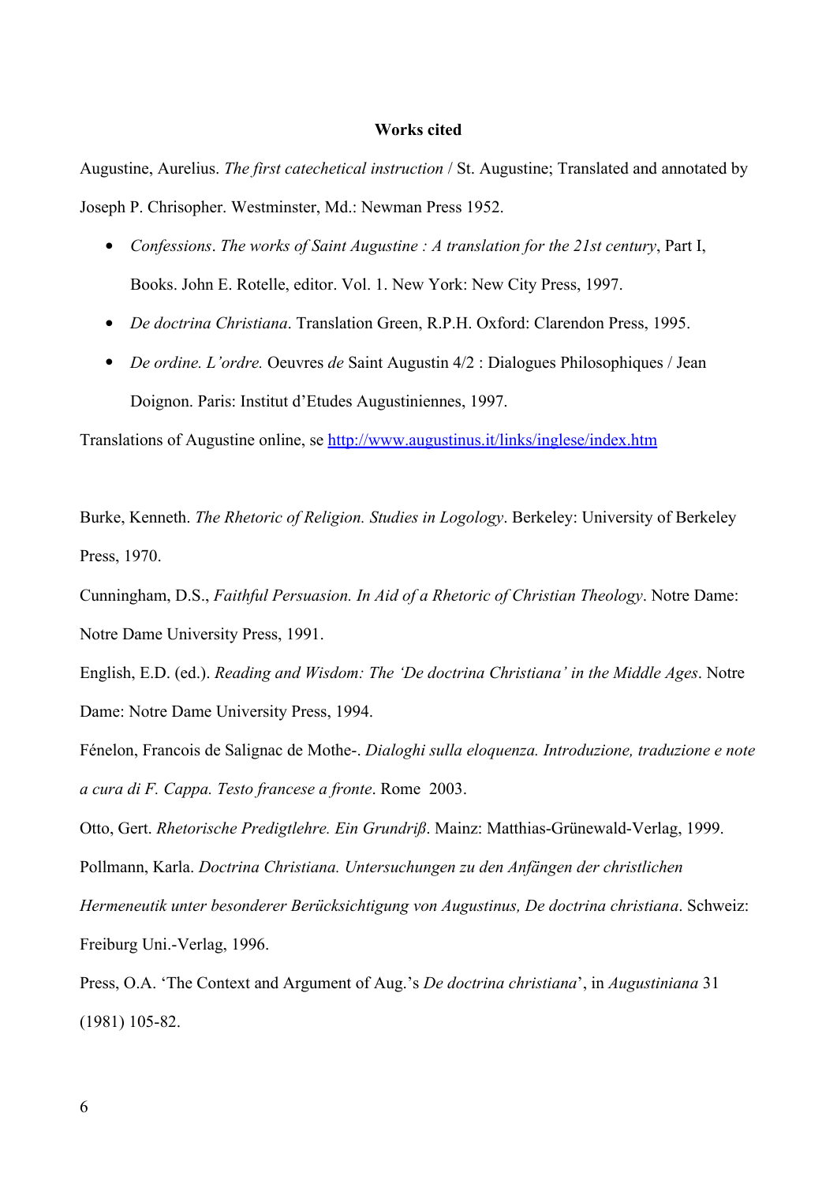**Works cited**

Augustine, Aurelius. *The first catechetical instruction* / St. Augustine; Translated and annotated by Joseph P. Chrisopher. Westminster, Md.: Newman Press 1952.

- *Confessions*. *The works of Saint Augustine : A translation for the 21st century*, Part I, Books. John E. Rotelle, editor. Vol. 1. New York: New City Press, 1997.
- *De doctrina Christiana*. Translation Green, R.P.H. Oxford: Clarendon Press, 1995.
- *De ordine. L'ordre.* Oeuvres *de* Saint Augustin 4/2 : Dialogues Philosophiques / Jean Doignon. Paris: Institut d'Etudes Augustiniennes, 1997.

Translations of Augustine online, se http://www.augustinus.it/links/inglese/index.htm

Burke, Kenneth. *The Rhetoric of Religion. Studies in Logology*. Berkeley: University of Berkeley Press, 1970.

Cunningham, D.S., *Faithful Persuasion. In Aid of a Rhetoric of Christian Theology*. Notre Dame: Notre Dame University Press, 1991.

English, E.D. (ed.). *Reading and Wisdom: The 'De doctrina Christiana' in the Middle Ages*. Notre Dame: Notre Dame University Press, 1994.

Fénelon, Francois de Salignac de Mothe-. *Dialoghi sulla eloquenza. Introduzione, traduzione e note a cura di F. Cappa. Testo francese a fronte*. Rome 2003.

Otto, Gert. *Rhetorische Predigtlehre. Ein Grundriß*. Mainz: Matthias-Grünewald-Verlag, 1999.

Pollmann, Karla. *Doctrina Christiana. Untersuchungen zu den Anfängen der christlichen Hermeneutik unter besonderer Berücksichtigung von Augustinus, De doctrina christiana*. Schweiz: Freiburg Uni.-Verlag, 1996.

Press, O.A. 'The Context and Argument of Aug.'s *De doctrina christiana*', in *Augustiniana* 31 (1981) 105-82.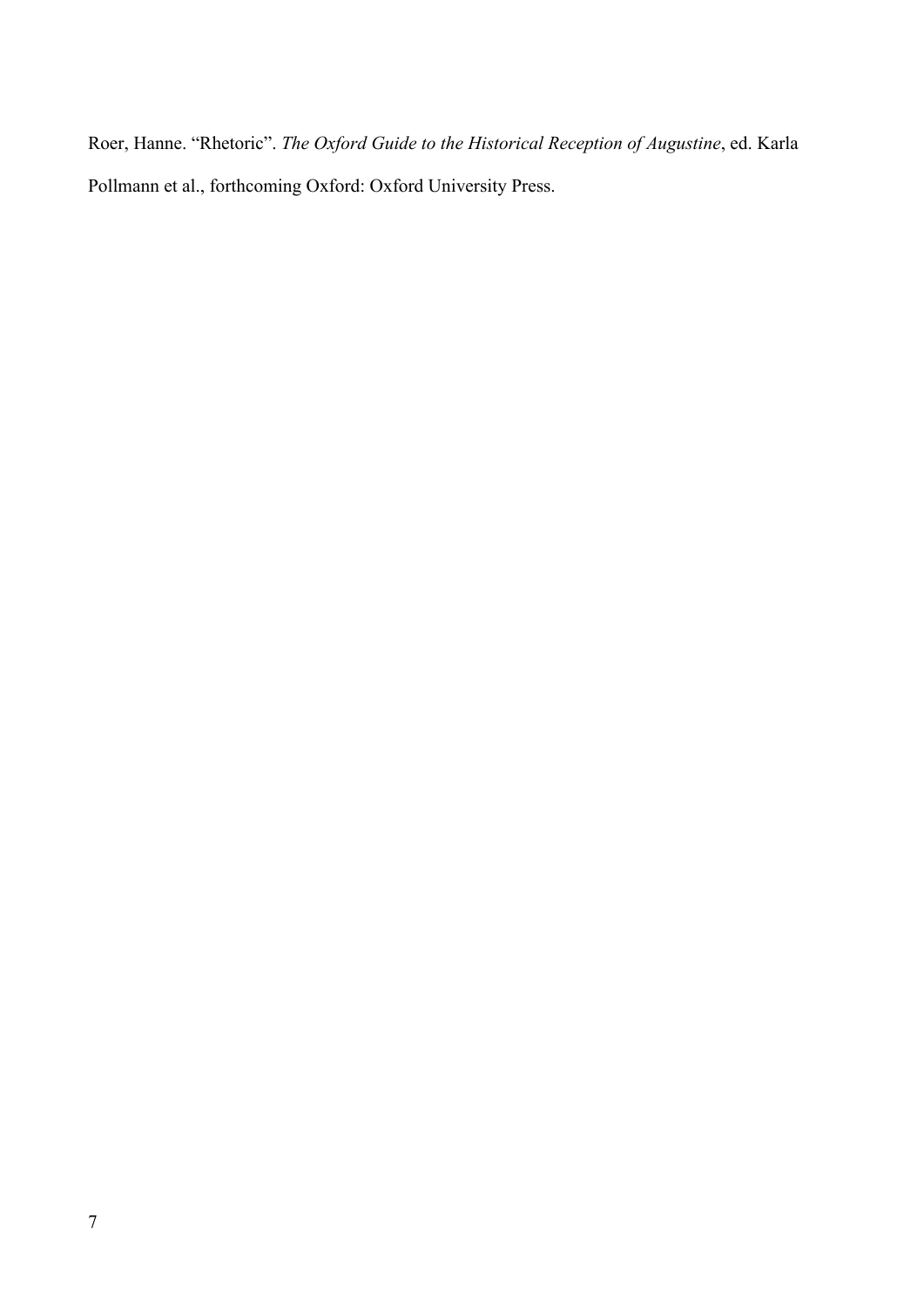Roer, Hanne. "Rhetoric". *The Oxford Guide to the Historical Reception of Augustine*, ed. Karla Pollmann et al., forthcoming Oxford: Oxford University Press.